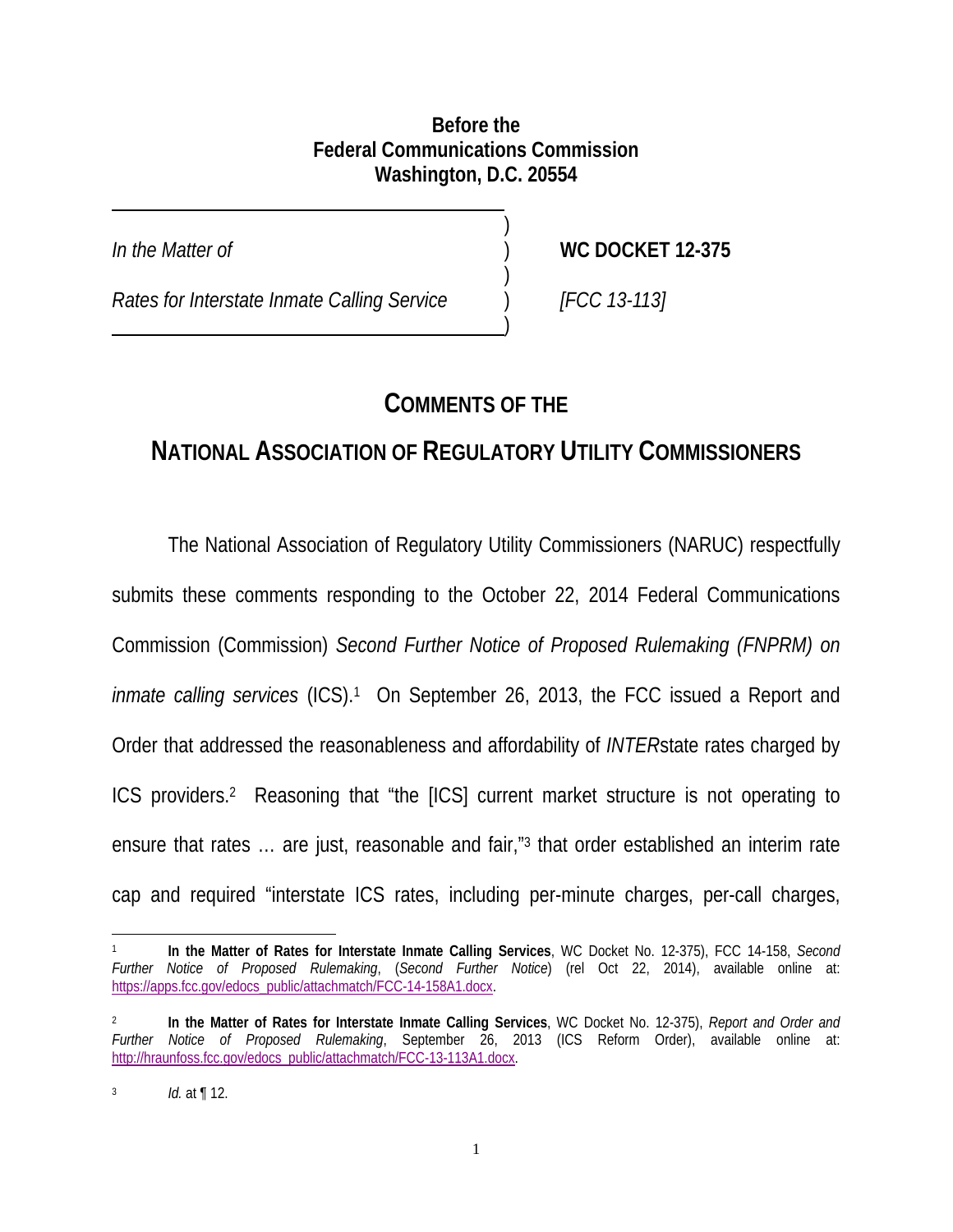**Before the**
**Federal Communications Commission**
**Washington, D.C. 20554**

| | | |
|---|---|---|
| *In the Matter of* | ) | **WC DOCKET 12-375** |
| | ) | |
| *Rates for Interstate Inmate Calling Service* | ) | *[FCC 13-113]* |

# COMMENTS OF THE NATIONAL ASSOCIATION OF REGULATORY UTILITY COMMISSIONERS

The National Association of Regulatory Utility Commissioners (NARUC) respectfully submits these comments responding to the October 22, 2014 Federal Communications Commission (Commission) *Second Further Notice of Proposed Rulemaking (FNPRM) on inmate calling services* (ICS).[1] On September 26, 2013, the FCC issued a Report and Order that addressed the reasonableness and affordability of *INTER*state rates charged by ICS providers.[2] Reasoning that "the [ICS] current market structure is not operating to ensure that rates … are just, reasonable and fair,"[3] that order established an interim rate cap and required "interstate ICS rates, including per-minute charges, per-call charges,

---

[1] **In the Matter of Rates for Interstate Inmate Calling Services**, WC Docket No. 12-375), FCC 14-158, *Second Further Notice of Proposed Rulemaking*, (*Second Further Notice*) (rel Oct 22, 2014), available online at: https://apps.fcc.gov/edocs_public/attachmatch/FCC-14-158A1.docx.

[2] **In the Matter of Rates for Interstate Inmate Calling Services**, WC Docket No. 12-375), *Report and Order and Further Notice of Proposed Rulemaking*, September 26, 2013 (ICS Reform Order), available online at: http://hraunfoss.fcc.gov/edocs_public/attachmatch/FCC-13-113A1.docx.

[3] *Id.* at ¶ 12.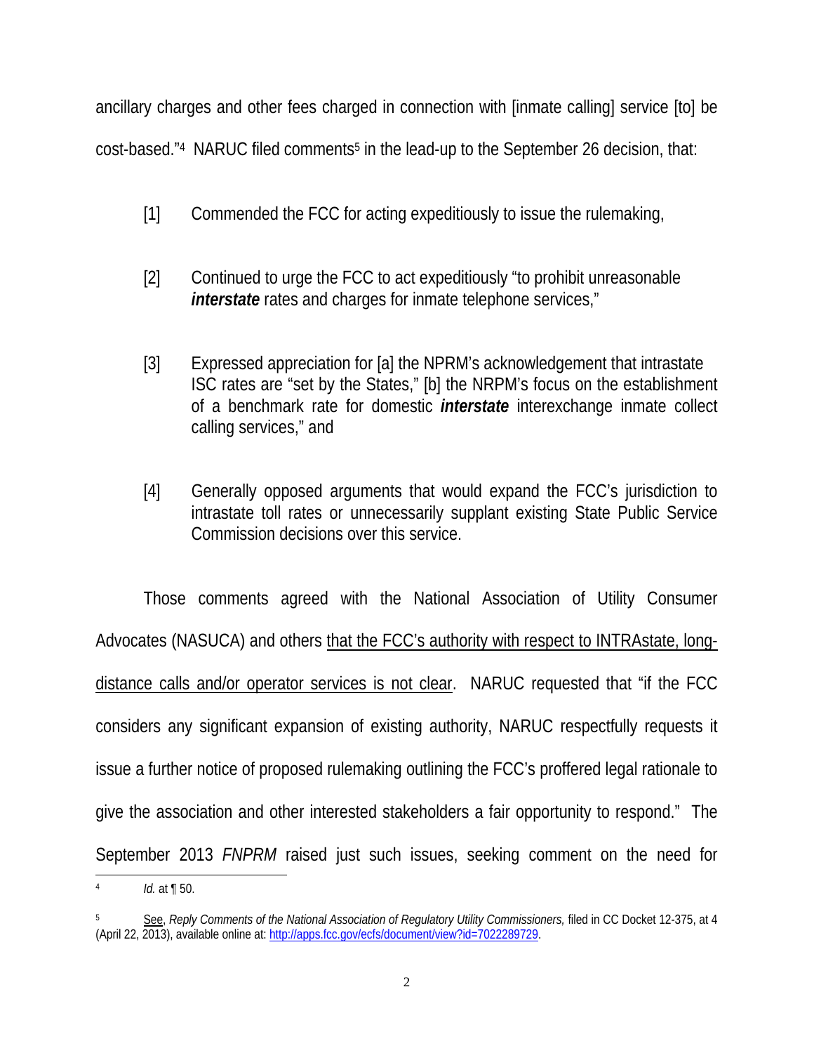ancillary charges and other fees charged in connection with [inmate calling] service [to] be cost-based."[4] NARUC filed comments[5] in the lead-up to the September 26 decision, that:

[1] Commended the FCC for acting expeditiously to issue the rulemaking,

[2] Continued to urge the FCC to act expeditiously "to prohibit unreasonable ***interstate*** rates and charges for inmate telephone services,"

[3] Expressed appreciation for [a] the NPRM's acknowledgement that intrastate ISC rates are "set by the States," [b] the NRPM's focus on the establishment of a benchmark rate for domestic ***interstate*** interexchange inmate collect calling services," and

[4] Generally opposed arguments that would expand the FCC's jurisdiction to intrastate toll rates or unnecessarily supplant existing State Public Service Commission decisions over this service.

Those comments agreed with the National Association of Utility Consumer Advocates (NASUCA) and others <u>that the FCC's authority with respect to INTRAstate, long-distance calls and/or operator services is not clear</u>. NARUC requested that "if the FCC considers any significant expansion of existing authority, NARUC respectfully requests it issue a further notice of proposed rulemaking outlining the FCC's proffered legal rationale to give the association and other interested stakeholders a fair opportunity to respond." The September 2013 *FNPRM* raised just such issues, seeking comment on the need for

---

[4] *Id.* at ¶ 50.

[5] <u>See</u>, *Reply Comments of the National Association of Regulatory Utility Commissioners,* filed in CC Docket 12-375, at 4 (April 22, 2013), available online at: http://apps.fcc.gov/ecfs/document/view?id=7022289729.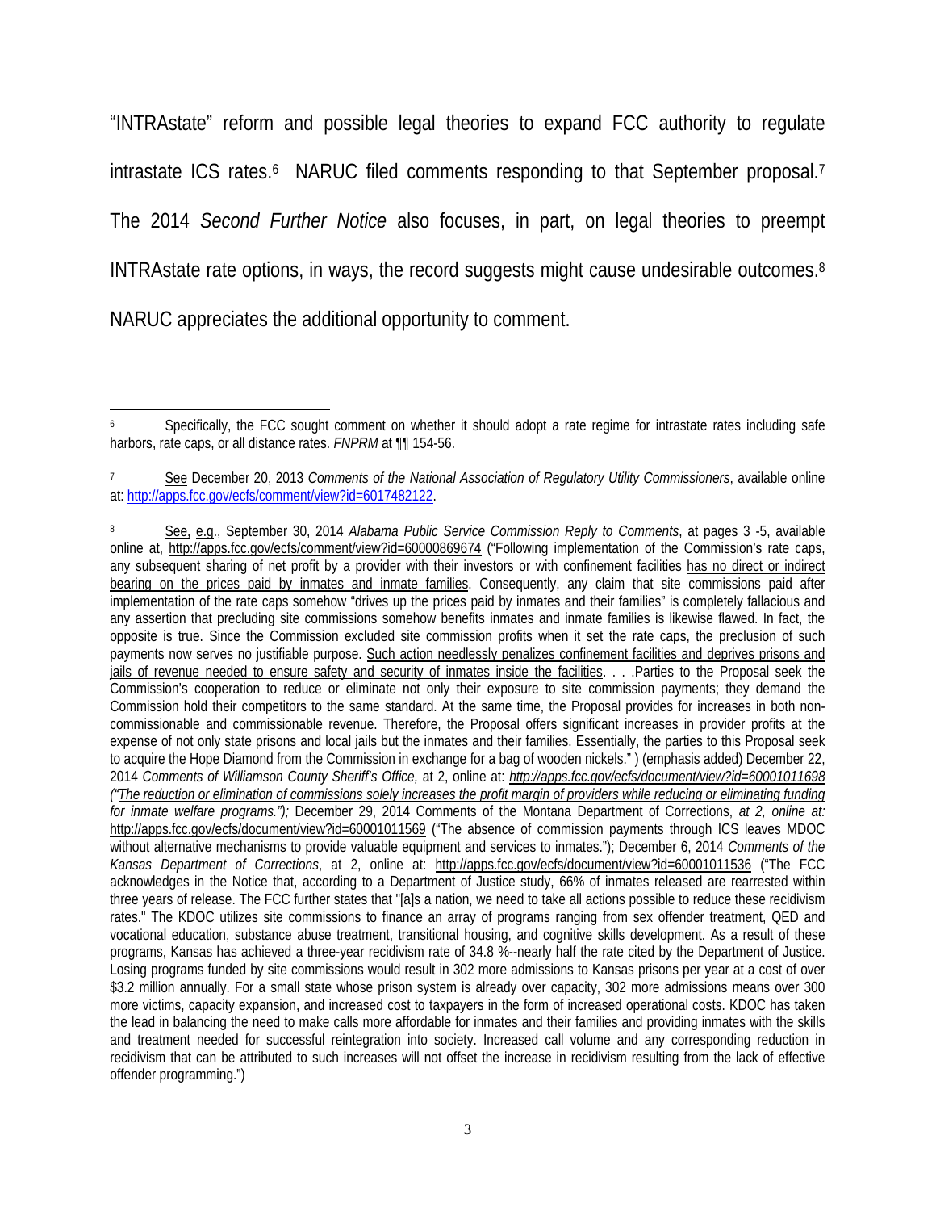"INTRAstate" reform and possible legal theories to expand FCC authority to regulate intrastate ICS rates.[6] NARUC filed comments responding to that September proposal.[7] The 2014 *Second Further Notice* also focuses, in part, on legal theories to preempt INTRAstate rate options, in ways, the record suggests might cause undesirable outcomes.[8] NARUC appreciates the additional opportunity to comment.

---

[6] Specifically, the FCC sought comment on whether it should adopt a rate regime for intrastate rates including safe harbors, rate caps, or all distance rates. *FNPRM* at ¶¶ 154-56.

[7] See December 20, 2013 *Comments of the National Association of Regulatory Utility Commissioners*, available online at: http://apps.fcc.gov/ecfs/comment/view?id=6017482122.

[8] See, e.g., September 30, 2014 *Alabama Public Service Commission Reply to Comments*, at pages 3 -5, available online at, http://apps.fcc.gov/ecfs/comment/view?id=60000869674 ("Following implementation of the Commission's rate caps, any subsequent sharing of net profit by a provider with their investors or with confinement facilities has no direct or indirect bearing on the prices paid by inmates and inmate families. Consequently, any claim that site commissions paid after implementation of the rate caps somehow "drives up the prices paid by inmates and their families" is completely fallacious and any assertion that precluding site commissions somehow benefits inmates and inmate families is likewise flawed. In fact, the opposite is true. Since the Commission excluded site commission profits when it set the rate caps, the preclusion of such payments now serves no justifiable purpose. Such action needlessly penalizes confinement facilities and deprives prisons and jails of revenue needed to ensure safety and security of inmates inside the facilities. . . .Parties to the Proposal seek the Commission's cooperation to reduce or eliminate not only their exposure to site commission payments; they demand the Commission hold their competitors to the same standard. At the same time, the Proposal provides for increases in both non-commissionable and commissionable revenue. Therefore, the Proposal offers significant increases in provider profits at the expense of not only state prisons and local jails but the inmates and their families. Essentially, the parties to this Proposal seek to acquire the Hope Diamond from the Commission in exchange for a bag of wooden nickels." ) (emphasis added) December 22, 2014 *Comments of Williamson County Sheriff's Office,* at 2, online at: *http://apps.fcc.gov/ecfs/document/view?id=60001011698 ("The reduction or elimination of commissions solely increases the profit margin of providers while reducing or eliminating funding for inmate welfare programs.");* December 29, 2014 Comments of the Montana Department of Corrections, *at 2, online at:* http://apps.fcc.gov/ecfs/document/view?id=60001011569 ("The absence of commission payments through ICS leaves MDOC without alternative mechanisms to provide valuable equipment and services to inmates."); December 6, 2014 *Comments of the Kansas Department of Corrections*, at 2, online at: http://apps.fcc.gov/ecfs/document/view?id=60001011536 ("The FCC acknowledges in the Notice that, according to a Department of Justice study, 66% of inmates released are rearrested within three years of release. The FCC further states that "[a]s a nation, we need to take all actions possible to reduce these recidivism rates." The KDOC utilizes site commissions to finance an array of programs ranging from sex offender treatment, QED and vocational education, substance abuse treatment, transitional housing, and cognitive skills development. As a result of these programs, Kansas has achieved a three-year recidivism rate of 34.8 %--nearly half the rate cited by the Department of Justice. Losing programs funded by site commissions would result in 302 more admissions to Kansas prisons per year at a cost of over $3.2 million annually. For a small state whose prison system is already over capacity, 302 more admissions means over 300 more victims, capacity expansion, and increased cost to taxpayers in the form of increased operational costs. KDOC has taken the lead in balancing the need to make calls more affordable for inmates and their families and providing inmates with the skills and treatment needed for successful reintegration into society. Increased call volume and any corresponding reduction in recidivism that can be attributed to such increases will not offset the increase in recidivism resulting from the lack of effective offender programming.")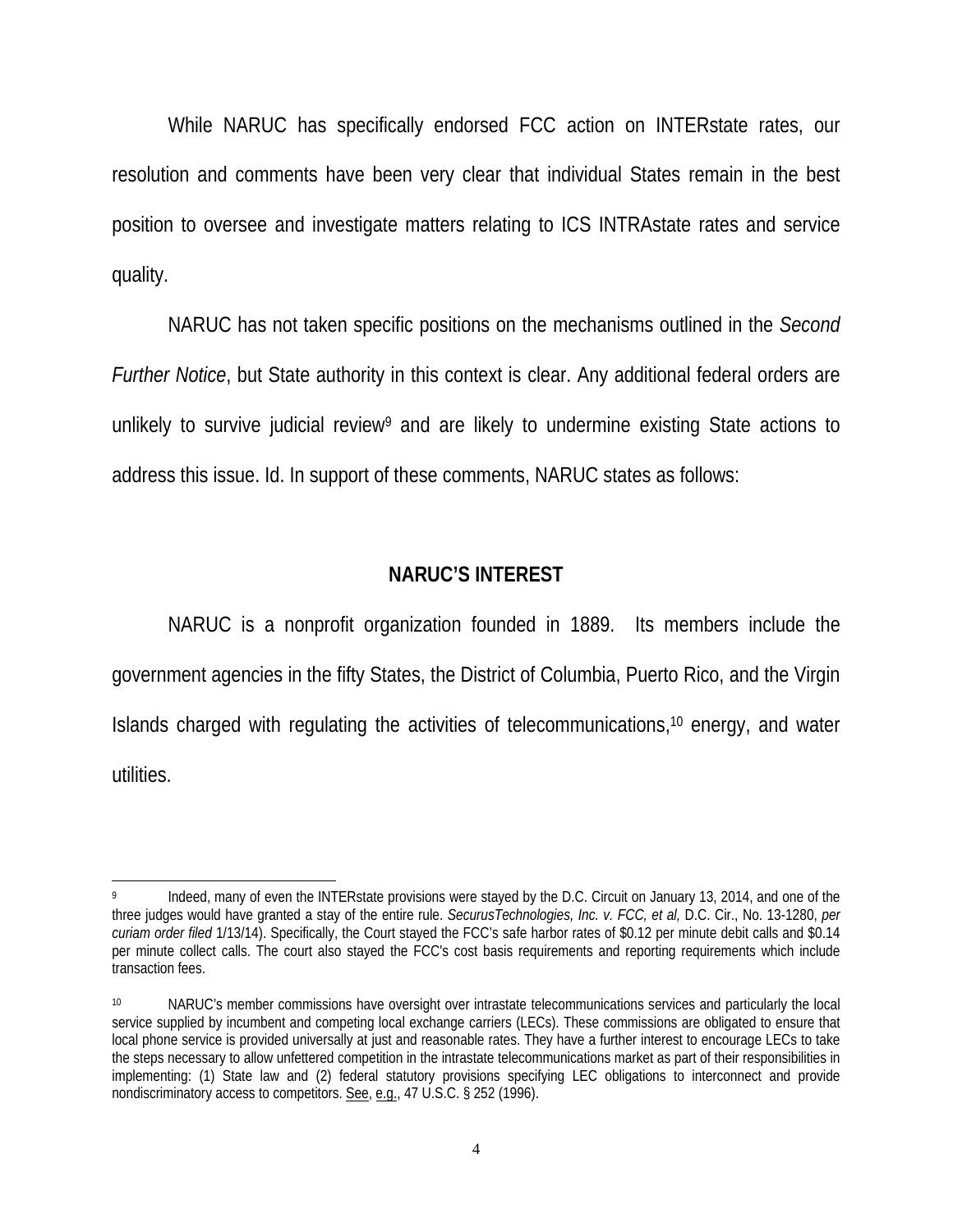While NARUC has specifically endorsed FCC action on INTERstate rates, our resolution and comments have been very clear that individual States remain in the best position to oversee and investigate matters relating to ICS INTRAstate rates and service quality.

NARUC has not taken specific positions on the mechanisms outlined in the *Second Further Notice*, but State authority in this context is clear. Any additional federal orders are unlikely to survive judicial review[9] and are likely to undermine existing State actions to address this issue. Id. In support of these comments, NARUC states as follows:

## NARUC'S INTEREST

NARUC is a nonprofit organization founded in 1889. Its members include the government agencies in the fifty States, the District of Columbia, Puerto Rico, and the Virgin Islands charged with regulating the activities of telecommunications,[10] energy, and water utilities.

---

[9] Indeed, many of even the INTERstate provisions were stayed by the D.C. Circuit on January 13, 2014, and one of the three judges would have granted a stay of the entire rule. *SecurusTechnologies, Inc. v. FCC, et al,* D.C. Cir., No. 13-1280, *per curiam order filed* 1/13/14). Specifically, the Court stayed the FCC's safe harbor rates of $0.12 per minute debit calls and $0.14 per minute collect calls. The court also stayed the FCC's cost basis requirements and reporting requirements which include transaction fees.

[10] NARUC's member commissions have oversight over intrastate telecommunications services and particularly the local service supplied by incumbent and competing local exchange carriers (LECs). These commissions are obligated to ensure that local phone service is provided universally at just and reasonable rates. They have a further interest to encourage LECs to take the steps necessary to allow unfettered competition in the intrastate telecommunications market as part of their responsibilities in implementing: (1) State law and (2) federal statutory provisions specifying LEC obligations to interconnect and provide nondiscriminatory access to competitors. See, e.g., 47 U.S.C. § 252 (1996).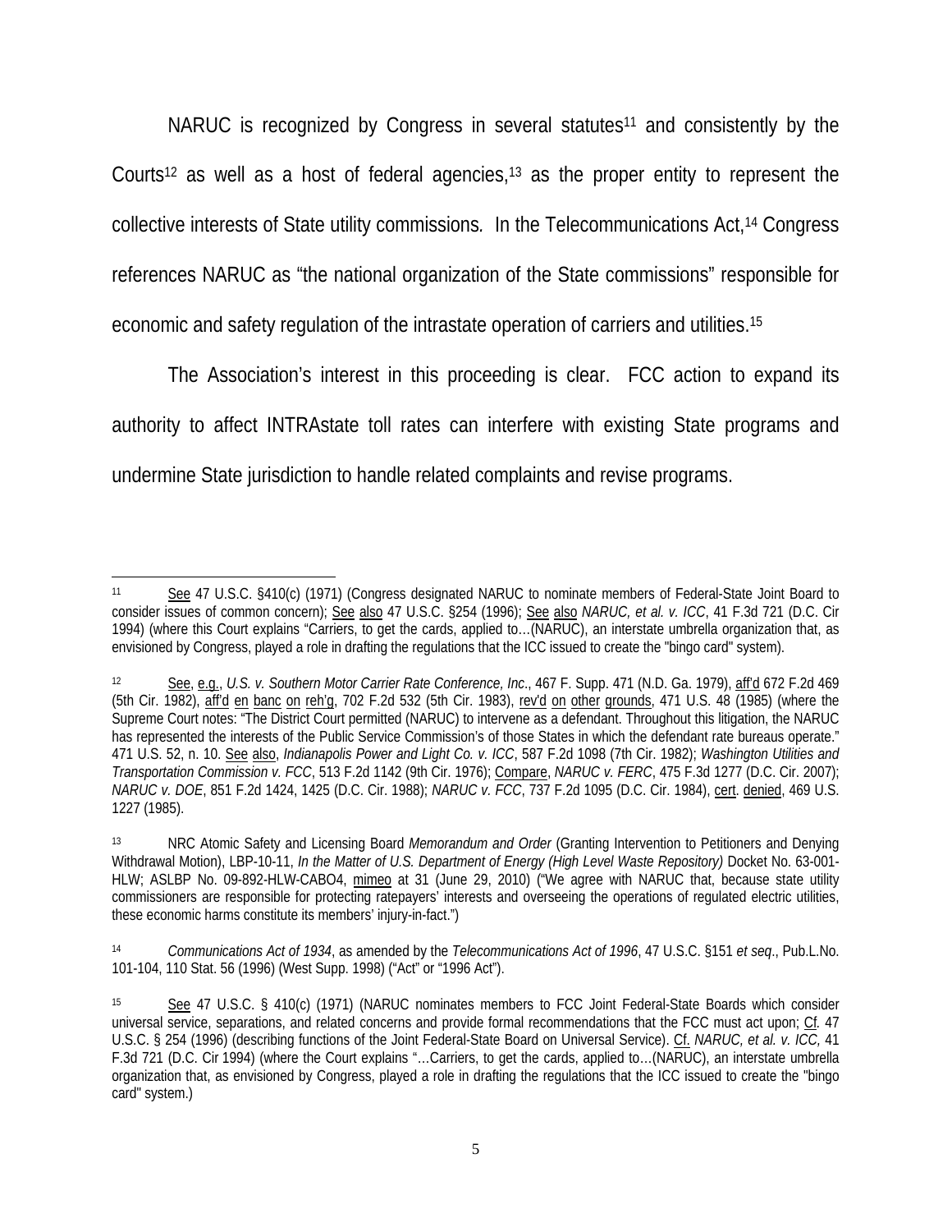NARUC is recognized by Congress in several statutes[11] and consistently by the Courts[12] as well as a host of federal agencies,[13] as the proper entity to represent the collective interests of State utility commissions. In the Telecommunications Act,[14] Congress references NARUC as "the national organization of the State commissions" responsible for economic and safety regulation of the intrastate operation of carriers and utilities.[15]

The Association's interest in this proceeding is clear. FCC action to expand its authority to affect INTRAstate toll rates can interfere with existing State programs and undermine State jurisdiction to handle related complaints and revise programs.

---

[11] See 47 U.S.C. §410(c) (1971) (Congress designated NARUC to nominate members of Federal-State Joint Board to consider issues of common concern); See also 47 U.S.C. §254 (1996); See also *NARUC, et al. v. ICC*, 41 F.3d 721 (D.C. Cir 1994) (where this Court explains "Carriers, to get the cards, applied to…(NARUC), an interstate umbrella organization that, as envisioned by Congress, played a role in drafting the regulations that the ICC issued to create the "bingo card" system).

[12] See, e.g., *U.S. v. Southern Motor Carrier Rate Conference, Inc*., 467 F. Supp. 471 (N.D. Ga. 1979), aff'd 672 F.2d 469 (5th Cir. 1982), aff'd en banc on reh'g, 702 F.2d 532 (5th Cir. 1983), rev'd on other grounds, 471 U.S. 48 (1985) (where the Supreme Court notes: "The District Court permitted (NARUC) to intervene as a defendant. Throughout this litigation, the NARUC has represented the interests of the Public Service Commission's of those States in which the defendant rate bureaus operate." 471 U.S. 52, n. 10. See also, *Indianapolis Power and Light Co. v. ICC*, 587 F.2d 1098 (7th Cir. 1982); *Washington Utilities and Transportation Commission v. FCC*, 513 F.2d 1142 (9th Cir. 1976); Compare, *NARUC v. FERC*, 475 F.3d 1277 (D.C. Cir. 2007); *NARUC v. DOE*, 851 F.2d 1424, 1425 (D.C. Cir. 1988); *NARUC v. FCC*, 737 F.2d 1095 (D.C. Cir. 1984), cert. denied, 469 U.S. 1227 (1985).

[13] NRC Atomic Safety and Licensing Board *Memorandum and Order* (Granting Intervention to Petitioners and Denying Withdrawal Motion), LBP-10-11, *In the Matter of U.S. Department of Energy (High Level Waste Repository)* Docket No. 63-001-HLW; ASLBP No. 09-892-HLW-CABO4, mimeo at 31 (June 29, 2010) ("We agree with NARUC that, because state utility commissioners are responsible for protecting ratepayers' interests and overseeing the operations of regulated electric utilities, these economic harms constitute its members' injury-in-fact.")

[14] *Communications Act of 1934*, as amended by the *Telecommunications Act of 1996*, 47 U.S.C. §151 *et seq*., Pub.L.No. 101-104, 110 Stat. 56 (1996) (West Supp. 1998) ("Act" or "1996 Act").

[15] See 47 U.S.C. § 410(c) (1971) (NARUC nominates members to FCC Joint Federal-State Boards which consider universal service, separations, and related concerns and provide formal recommendations that the FCC must act upon; Cf. 47 U.S.C. § 254 (1996) (describing functions of the Joint Federal-State Board on Universal Service). Cf. *NARUC, et al. v. ICC,* 41 F.3d 721 (D.C. Cir 1994) (where the Court explains "…Carriers, to get the cards, applied to…(NARUC), an interstate umbrella organization that, as envisioned by Congress, played a role in drafting the regulations that the ICC issued to create the "bingo card" system.)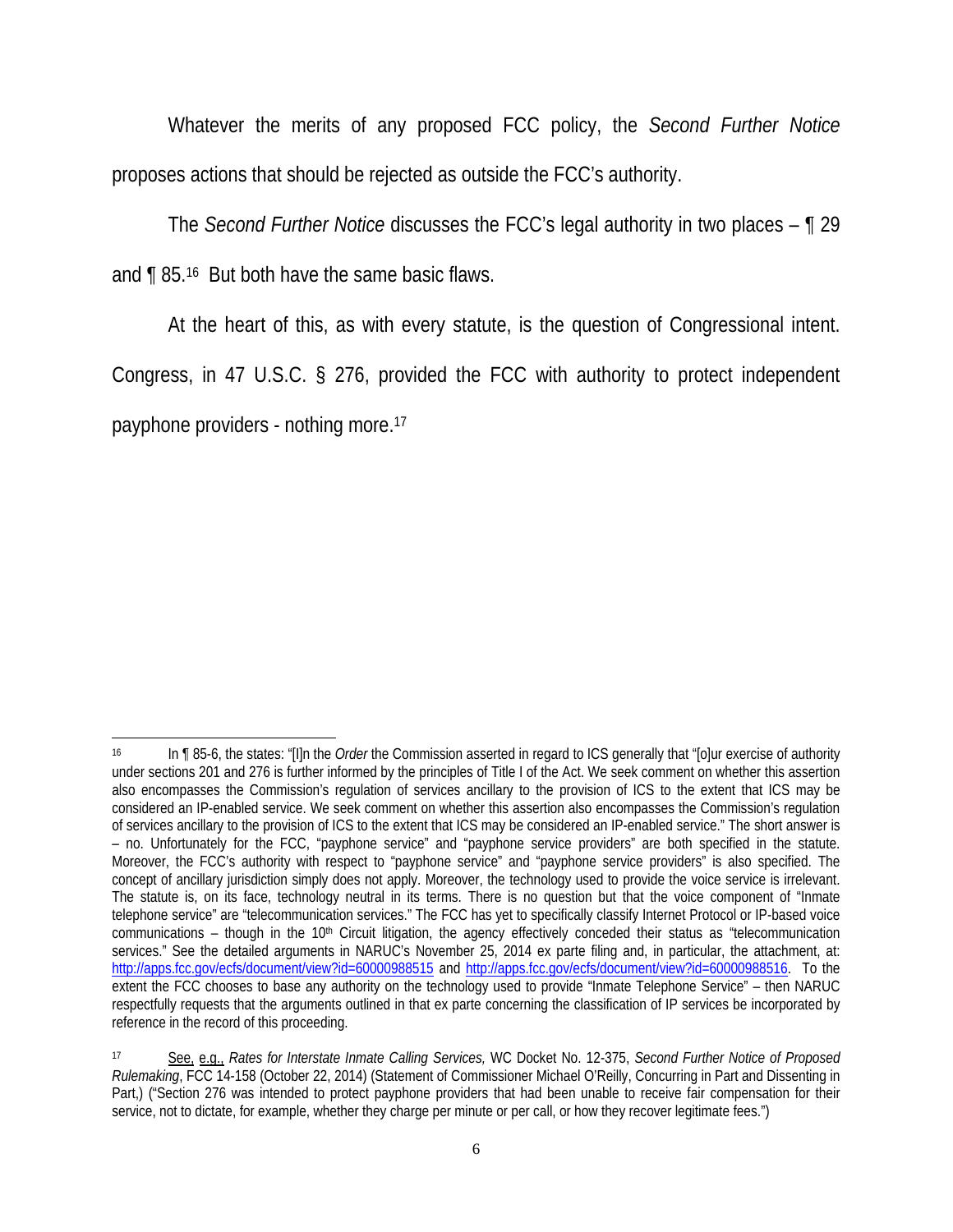Whatever the merits of any proposed FCC policy, the *Second Further Notice* proposes actions that should be rejected as outside the FCC's authority.

The *Second Further Notice* discusses the FCC's legal authority in two places – ¶ 29 and ¶ 85.[16] But both have the same basic flaws.

At the heart of this, as with every statute, is the question of Congressional intent. Congress, in 47 U.S.C. § 276, provided the FCC with authority to protect independent payphone providers - nothing more.[17]

---

[16] In ¶ 85-6, the states: "[I]n the *Order* the Commission asserted in regard to ICS generally that "[o]ur exercise of authority under sections 201 and 276 is further informed by the principles of Title I of the Act. We seek comment on whether this assertion also encompasses the Commission's regulation of services ancillary to the provision of ICS to the extent that ICS may be considered an IP-enabled service. We seek comment on whether this assertion also encompasses the Commission's regulation of services ancillary to the provision of ICS to the extent that ICS may be considered an IP-enabled service." The short answer is – no. Unfortunately for the FCC, "payphone service" and "payphone service providers" are both specified in the statute. Moreover, the FCC's authority with respect to "payphone service" and "payphone service providers" is also specified. The concept of ancillary jurisdiction simply does not apply. Moreover, the technology used to provide the voice service is irrelevant. The statute is, on its face, technology neutral in its terms. There is no question but that the voice component of "Inmate telephone service" are "telecommunication services." The FCC has yet to specifically classify Internet Protocol or IP-based voice communications – though in the 10th Circuit litigation, the agency effectively conceded their status as "telecommunication services." See the detailed arguments in NARUC's November 25, 2014 ex parte filing and, in particular, the attachment, at: http://apps.fcc.gov/ecfs/document/view?id=60000988515 and http://apps.fcc.gov/ecfs/document/view?id=60000988516. To the extent the FCC chooses to base any authority on the technology used to provide "Inmate Telephone Service" – then NARUC respectfully requests that the arguments outlined in that ex parte concerning the classification of IP services be incorporated by reference in the record of this proceeding.

[17] See, e.g., *Rates for Interstate Inmate Calling Services,* WC Docket No. 12-375, *Second Further Notice of Proposed Rulemaking*, FCC 14-158 (October 22, 2014) (Statement of Commissioner Michael O'Reilly, Concurring in Part and Dissenting in Part,) ("Section 276 was intended to protect payphone providers that had been unable to receive fair compensation for their service, not to dictate, for example, whether they charge per minute or per call, or how they recover legitimate fees.")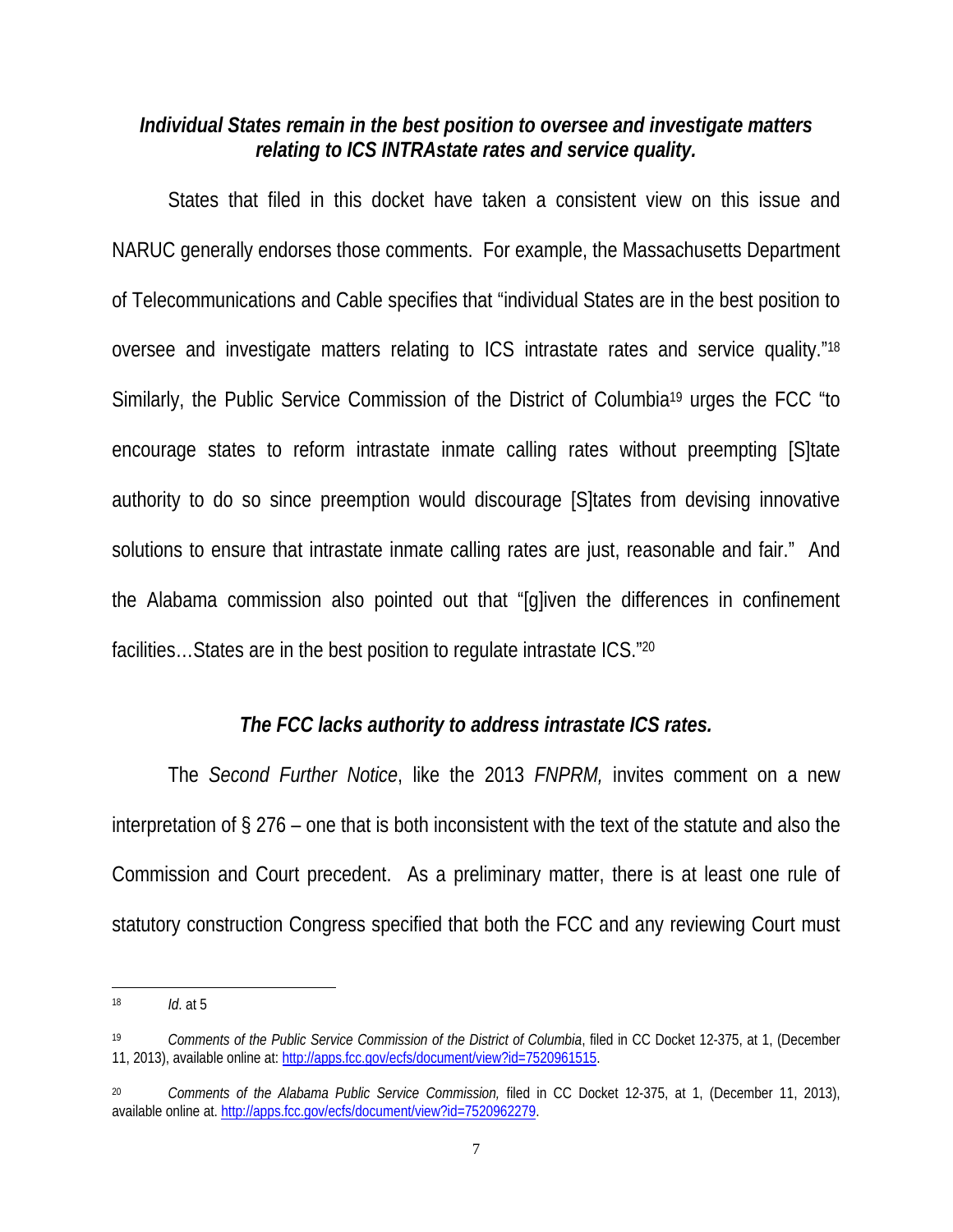***Individual States remain in the best position to oversee and investigate matters relating to ICS INTRAstate rates and service quality.***

States that filed in this docket have taken a consistent view on this issue and NARUC generally endorses those comments. For example, the Massachusetts Department of Telecommunications and Cable specifies that "individual States are in the best position to oversee and investigate matters relating to ICS intrastate rates and service quality."[18] Similarly, the Public Service Commission of the District of Columbia[19] urges the FCC "to encourage states to reform intrastate inmate calling rates without preempting [S]tate authority to do so since preemption would discourage [S]tates from devising innovative solutions to ensure that intrastate inmate calling rates are just, reasonable and fair." And the Alabama commission also pointed out that "[g]iven the differences in confinement facilities…States are in the best position to regulate intrastate ICS."[20]

***The FCC lacks authority to address intrastate ICS rates.***

The *Second Further Notice*, like the 2013 *FNPRM,* invites comment on a new interpretation of § 276 – one that is both inconsistent with the text of the statute and also the Commission and Court precedent. As a preliminary matter, there is at least one rule of statutory construction Congress specified that both the FCC and any reviewing Court must

---

[18] *Id*. at 5

[19] *Comments of the Public Service Commission of the District of Columbia*, filed in CC Docket 12-375, at 1, (December 11, 2013), available online at: http://apps.fcc.gov/ecfs/document/view?id=7520961515.

[20] *Comments of the Alabama Public Service Commission,* filed in CC Docket 12-375, at 1, (December 11, 2013), available online at. http://apps.fcc.gov/ecfs/document/view?id=7520962279.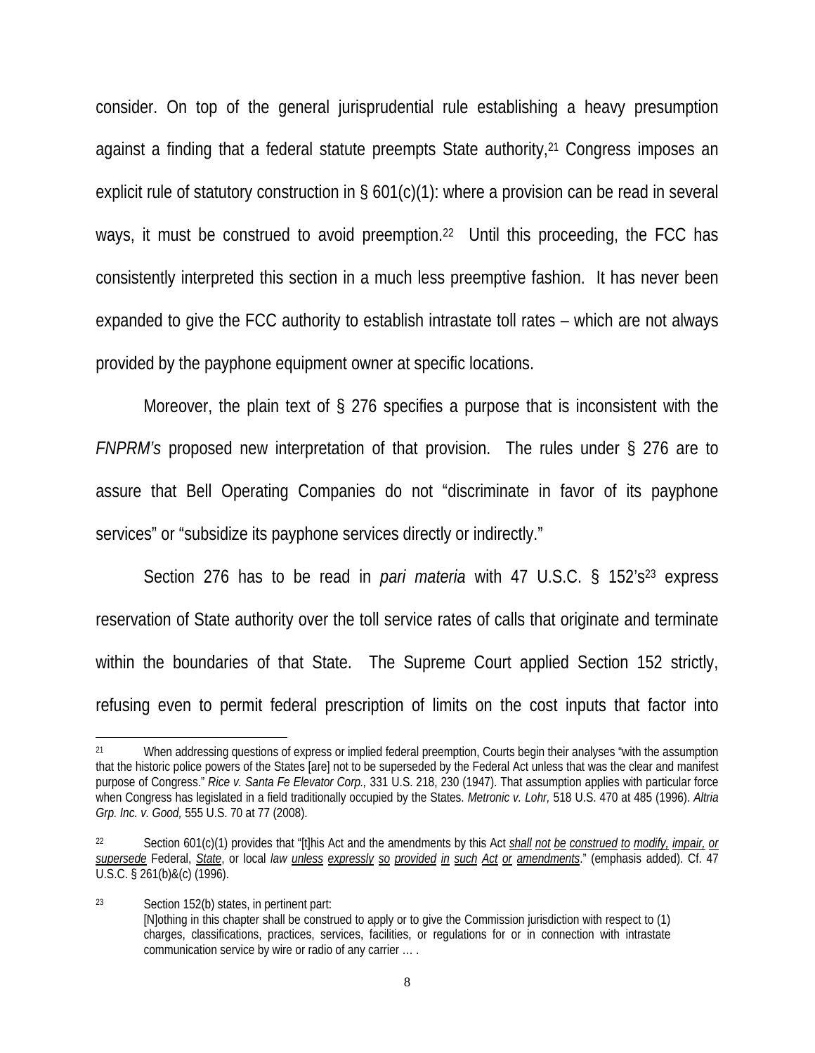consider. On top of the general jurisprudential rule establishing a heavy presumption against a finding that a federal statute preempts State authority,[21] Congress imposes an explicit rule of statutory construction in § 601(c)(1): where a provision can be read in several ways, it must be construed to avoid preemption.[22] Until this proceeding, the FCC has consistently interpreted this section in a much less preemptive fashion. It has never been expanded to give the FCC authority to establish intrastate toll rates – which are not always provided by the payphone equipment owner at specific locations.

Moreover, the plain text of § 276 specifies a purpose that is inconsistent with the *FNPRM's* proposed new interpretation of that provision. The rules under § 276 are to assure that Bell Operating Companies do not "discriminate in favor of its payphone services" or "subsidize its payphone services directly or indirectly."

Section 276 has to be read in *pari materia* with 47 U.S.C. § 152's[23] express reservation of State authority over the toll service rates of calls that originate and terminate within the boundaries of that State. The Supreme Court applied Section 152 strictly, refusing even to permit federal prescription of limits on the cost inputs that factor into

---

[21] When addressing questions of express or implied federal preemption, Courts begin their analyses "with the assumption that the historic police powers of the States [are] not to be superseded by the Federal Act unless that was the clear and manifest purpose of Congress." *Rice v. Santa Fe Elevator Corp.,* 331 U.S. 218, 230 (1947). That assumption applies with particular force when Congress has legislated in a field traditionally occupied by the States. *Metronic v. Lohr,* 518 U.S. 470 at 485 (1996). *Altria Grp. Inc. v. Good,* 555 U.S. 70 at 77 (2008).

[22] Section 601(c)(1) provides that "[t]his Act and the amendments by this Act ***shall not be construed to modify, impair, or supersede*** Federal, ***State***, or local *law* ***unless expressly so provided in such Act or amendments***." (emphasis added). Cf. 47 U.S.C. § 261(b)&(c) (1996).

[23] Section 152(b) states, in pertinent part:

> [N]othing in this chapter shall be construed to apply or to give the Commission jurisdiction with respect to (1) charges, classifications, practices, services, facilities, or regulations for or in connection with intrastate communication service by wire or radio of any carrier … .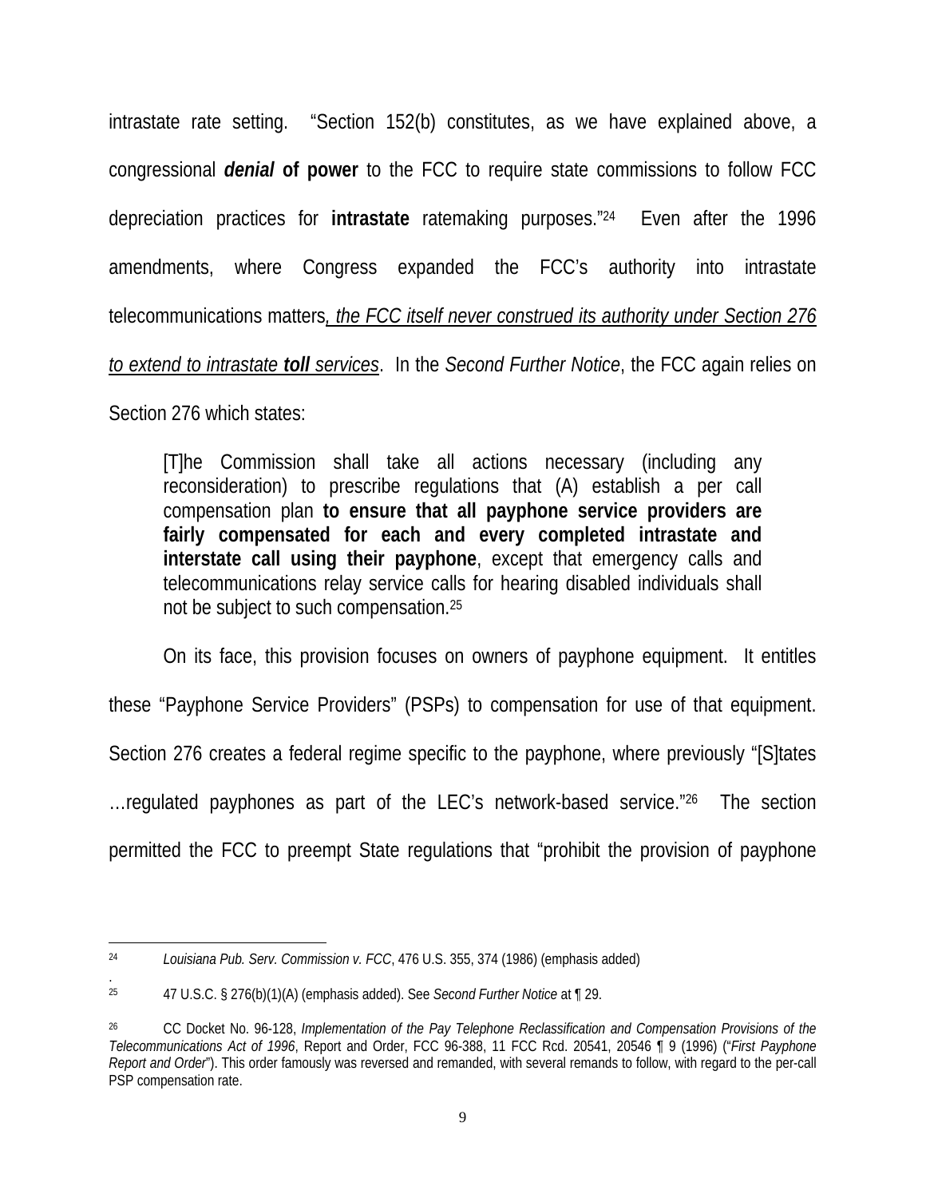intrastate rate setting. "Section 152(b) constitutes, as we have explained above, a congressional ***denial*** **of power** to the FCC to require state commissions to follow FCC depreciation practices for **intrastate** ratemaking purposes."[24] Even after the 1996 amendments, where Congress expanded the FCC's authority into intrastate telecommunications matters<u>*, the FCC itself never construed its authority under Section 276 to extend to intrastate* ***toll*** *services*</u>. In the *Second Further Notice*, the FCC again relies on Section 276 which states:

> [T]he Commission shall take all actions necessary (including any reconsideration) to prescribe regulations that (A) establish a per call compensation plan **to ensure that all payphone service providers are fairly compensated for each and every completed intrastate and interstate call using their payphone**, except that emergency calls and telecommunications relay service calls for hearing disabled individuals shall not be subject to such compensation.[25]

On its face, this provision focuses on owners of payphone equipment. It entitles these "Payphone Service Providers" (PSPs) to compensation for use of that equipment. Section 276 creates a federal regime specific to the payphone, where previously "[S]tates …regulated payphones as part of the LEC's network-based service."[26] The section permitted the FCC to preempt State regulations that "prohibit the provision of payphone

---

[24] *Louisiana Pub. Serv. Commission v. FCC*, 476 U.S. 355, 374 (1986) (emphasis added)

.

[25] 47 U.S.C. § 276(b)(1)(A) (emphasis added). See *Second Further Notice* at ¶ 29.

[26] CC Docket No. 96-128, *Implementation of the Pay Telephone Reclassification and Compensation Provisions of the Telecommunications Act of 1996*, Report and Order, FCC 96-388, 11 FCC Rcd. 20541, 20546 ¶ 9 (1996) ("*First Payphone Report and Order*"). This order famously was reversed and remanded, with several remands to follow, with regard to the per-call PSP compensation rate.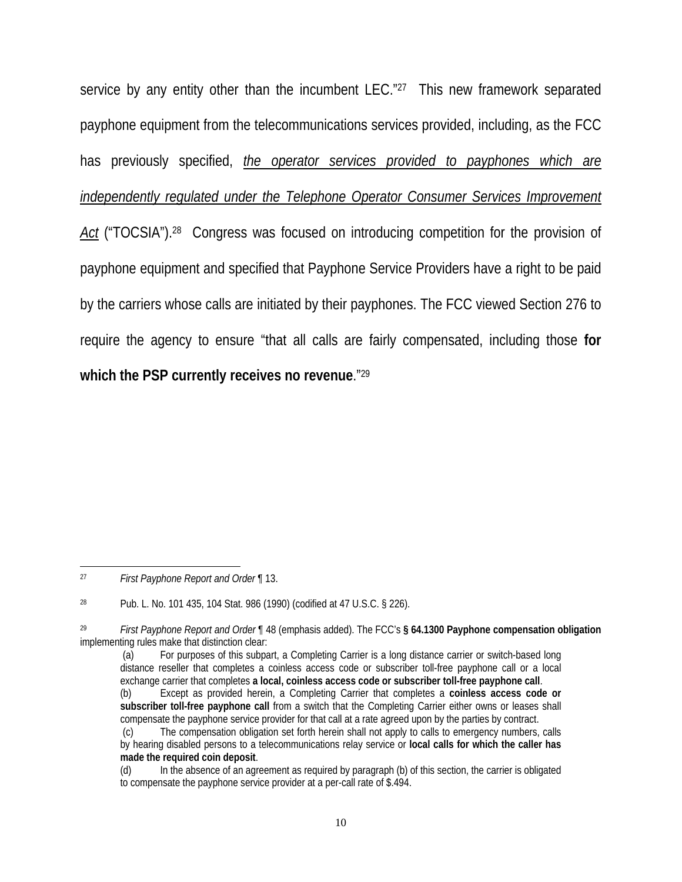service by any entity other than the incumbent LEC."[27] This new framework separated payphone equipment from the telecommunications services provided, including, as the FCC has previously specified, *the operator services provided to payphones which are independently regulated under the Telephone Operator Consumer Services Improvement Act* ("TOCSIA").[28] Congress was focused on introducing competition for the provision of payphone equipment and specified that Payphone Service Providers have a right to be paid by the carriers whose calls are initiated by their payphones. The FCC viewed Section 276 to require the agency to ensure "that all calls are fairly compensated, including those **for which the PSP currently receives no revenue**."[29]

---

[27] *First Payphone Report and Order* ¶ 13.

[28] Pub. L. No. 101 435, 104 Stat. 986 (1990) (codified at 47 U.S.C. § 226).

[29] *First Payphone Report and Order* ¶ 48 (emphasis added). The FCC's **§ 64.1300 Payphone compensation obligation** implementing rules make that distinction clear:

> (a) For purposes of this subpart, a Completing Carrier is a long distance carrier or switch-based long distance reseller that completes a coinless access code or subscriber toll-free payphone call or a local exchange carrier that completes **a local, coinless access code or subscriber toll-free payphone call**.
>
> (b) Except as provided herein, a Completing Carrier that completes a **coinless access code or subscriber toll-free payphone call** from a switch that the Completing Carrier either owns or leases shall compensate the payphone service provider for that call at a rate agreed upon by the parties by contract.
>
> (c) The compensation obligation set forth herein shall not apply to calls to emergency numbers, calls by hearing disabled persons to a telecommunications relay service or **local calls for which the caller has made the required coin deposit**.
>
> (d) In the absence of an agreement as required by paragraph (b) of this section, the carrier is obligated to compensate the payphone service provider at a per-call rate of $.494.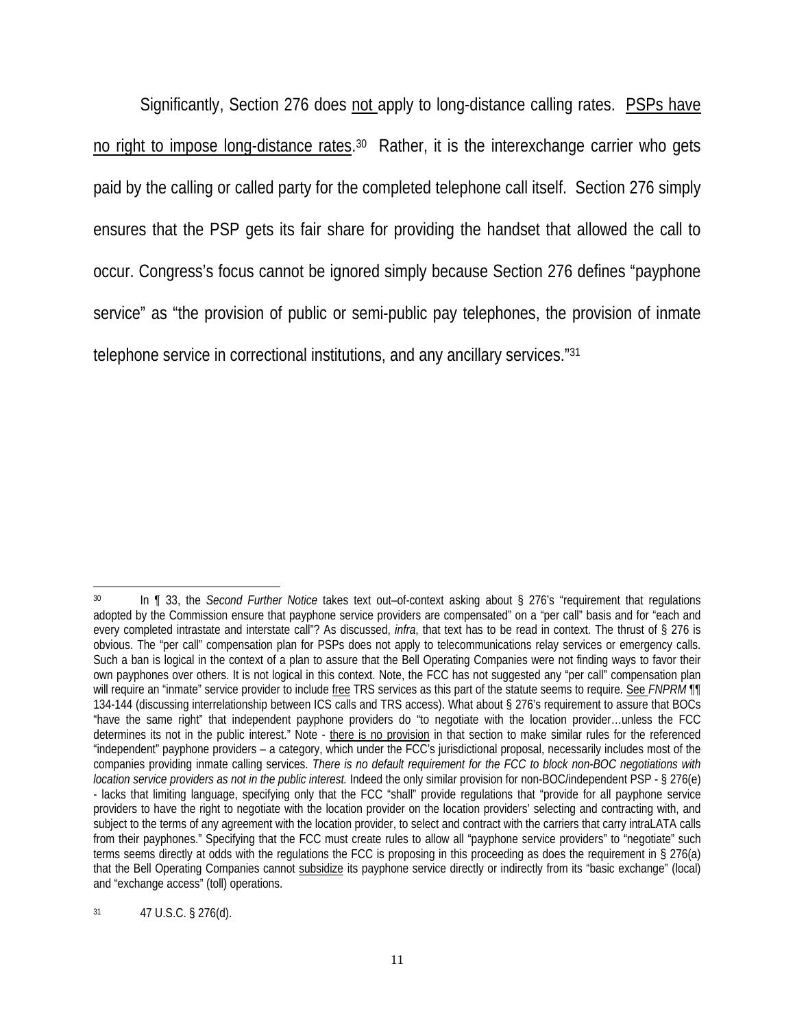Significantly, Section 276 does not apply to long-distance calling rates. PSPs have no right to impose long-distance rates.[30] Rather, it is the interexchange carrier who gets paid by the calling or called party for the completed telephone call itself. Section 276 simply ensures that the PSP gets its fair share for providing the handset that allowed the call to occur. Congress's focus cannot be ignored simply because Section 276 defines "payphone service" as "the provision of public or semi-public pay telephones, the provision of inmate telephone service in correctional institutions, and any ancillary services."[31]

---

[30] In ¶ 33, the *Second Further Notice* takes text out–of-context asking about § 276's "requirement that regulations adopted by the Commission ensure that payphone service providers are compensated" on a "per call" basis and for "each and every completed intrastate and interstate call"? As discussed, *infra*, that text has to be read in context. The thrust of § 276 is obvious. The "per call" compensation plan for PSPs does not apply to telecommunications relay services or emergency calls. Such a ban is logical in the context of a plan to assure that the Bell Operating Companies were not finding ways to favor their own payphones over others. It is not logical in this context. Note, the FCC has not suggested any "per call" compensation plan will require an "inmate" service provider to include free TRS services as this part of the statute seems to require. See *FNPRM* ¶¶ 134-144 (discussing interrelationship between ICS calls and TRS access). What about § 276's requirement to assure that BOCs "have the same right" that independent payphone providers do "to negotiate with the location provider…unless the FCC determines its not in the public interest." Note - there is no provision in that section to make similar rules for the referenced "independent" payphone providers – a category, which under the FCC's jurisdictional proposal, necessarily includes most of the companies providing inmate calling services. *There is no default requirement for the FCC to block non-BOC negotiations with location service providers as not in the public interest.* Indeed the only similar provision for non-BOC/independent PSP - § 276(e) - lacks that limiting language, specifying only that the FCC "shall" provide regulations that "provide for all payphone service providers to have the right to negotiate with the location provider on the location providers' selecting and contracting with, and subject to the terms of any agreement with the location provider, to select and contract with the carriers that carry intraLATA calls from their payphones." Specifying that the FCC must create rules to allow all "payphone service providers" to "negotiate" such terms seems directly at odds with the regulations the FCC is proposing in this proceeding as does the requirement in § 276(a) that the Bell Operating Companies cannot subsidize its payphone service directly or indirectly from its "basic exchange" (local) and "exchange access" (toll) operations.

[31] 47 U.S.C. § 276(d).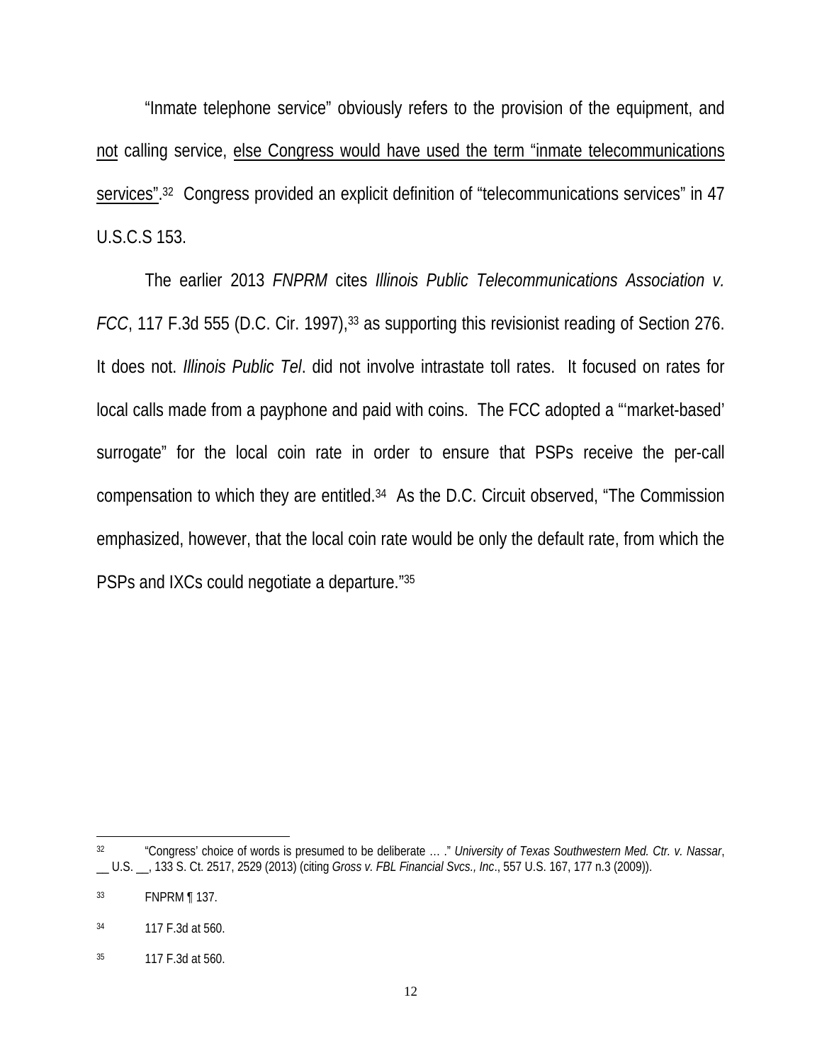"Inmate telephone service" obviously refers to the provision of the equipment, and <u>not</u> calling service, <u>else Congress would have used the term "inmate telecommunications services"</u>.[32] Congress provided an explicit definition of "telecommunications services" in 47 U.S.C.S 153.

The earlier 2013 *FNPRM* cites *Illinois Public Telecommunications Association v. FCC*, 117 F.3d 555 (D.C. Cir. 1997),[33] as supporting this revisionist reading of Section 276. It does not. *Illinois Public Tel*. did not involve intrastate toll rates. It focused on rates for local calls made from a payphone and paid with coins. The FCC adopted a "'market-based' surrogate" for the local coin rate in order to ensure that PSPs receive the per-call compensation to which they are entitled.[34] As the D.C. Circuit observed, "The Commission emphasized, however, that the local coin rate would be only the default rate, from which the PSPs and IXCs could negotiate a departure."[35]

---

[32] "Congress' choice of words is presumed to be deliberate … ." *University of Texas Southwestern Med. Ctr. v. Nassar*, __ U.S. __, 133 S. Ct. 2517, 2529 (2013) (citing *Gross v. FBL Financial Svcs., Inc*., 557 U.S. 167, 177 n.3 (2009)).

[33] FNPRM ¶ 137.

[34] 117 F.3d at 560.

[35] 117 F.3d at 560.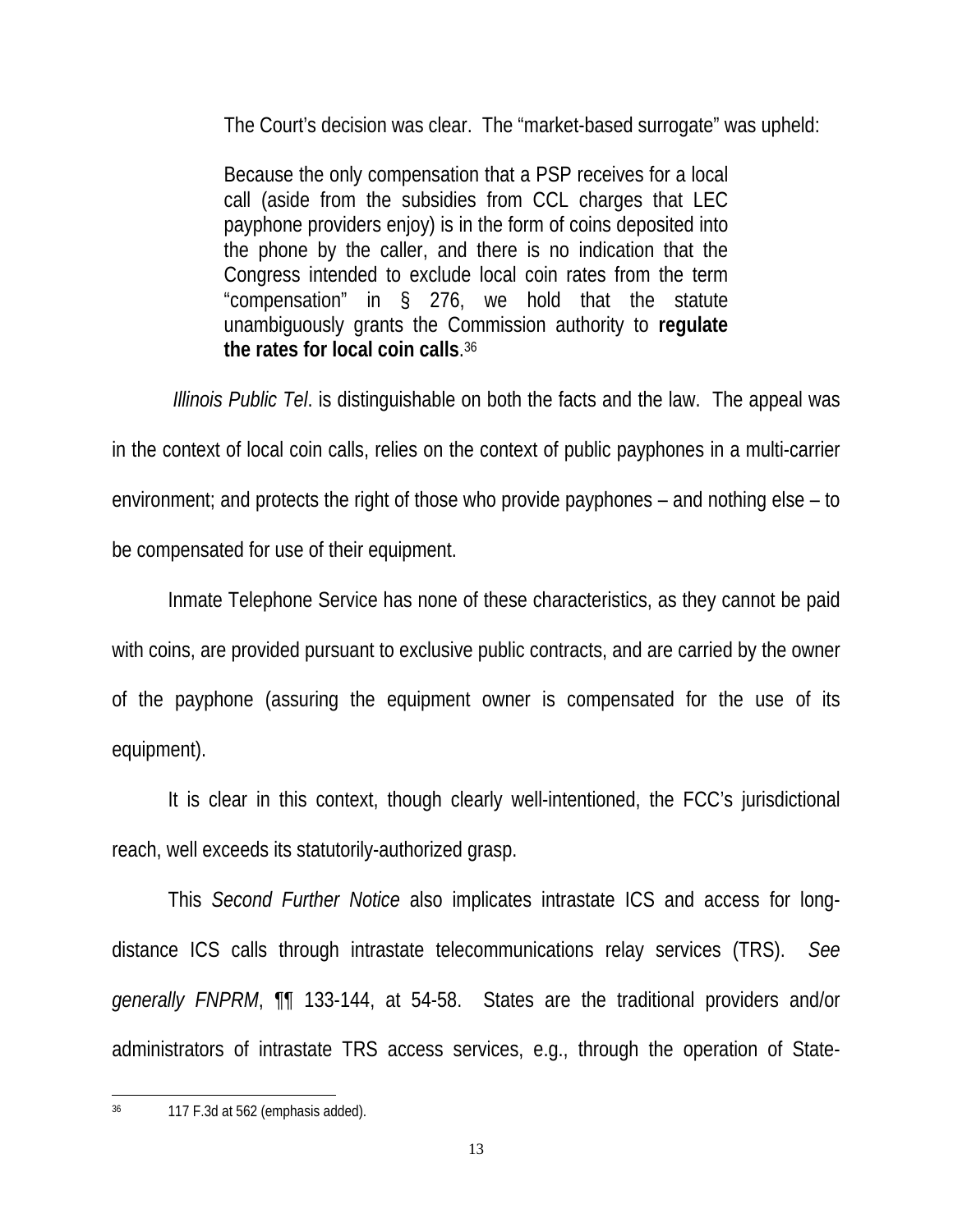The Court's decision was clear. The "market-based surrogate" was upheld:

> Because the only compensation that a PSP receives for a local call (aside from the subsidies from CCL charges that LEC payphone providers enjoy) is in the form of coins deposited into the phone by the caller, and there is no indication that the Congress intended to exclude local coin rates from the term "compensation" in § 276, we hold that the statute unambiguously grants the Commission authority to **regulate the rates for local coin calls**.[36]

*Illinois Public Tel*. is distinguishable on both the facts and the law. The appeal was in the context of local coin calls, relies on the context of public payphones in a multi-carrier environment; and protects the right of those who provide payphones – and nothing else – to be compensated for use of their equipment.

Inmate Telephone Service has none of these characteristics, as they cannot be paid with coins, are provided pursuant to exclusive public contracts, and are carried by the owner of the payphone (assuring the equipment owner is compensated for the use of its equipment).

It is clear in this context, though clearly well-intentioned, the FCC's jurisdictional reach, well exceeds its statutorily-authorized grasp.

This *Second Further Notice* also implicates intrastate ICS and access for long-distance ICS calls through intrastate telecommunications relay services (TRS). *See generally FNPRM*, ¶¶ 133-144, at 54-58. States are the traditional providers and/or administrators of intrastate TRS access services, e.g., through the operation of State-

---

[36] 117 F.3d at 562 (emphasis added).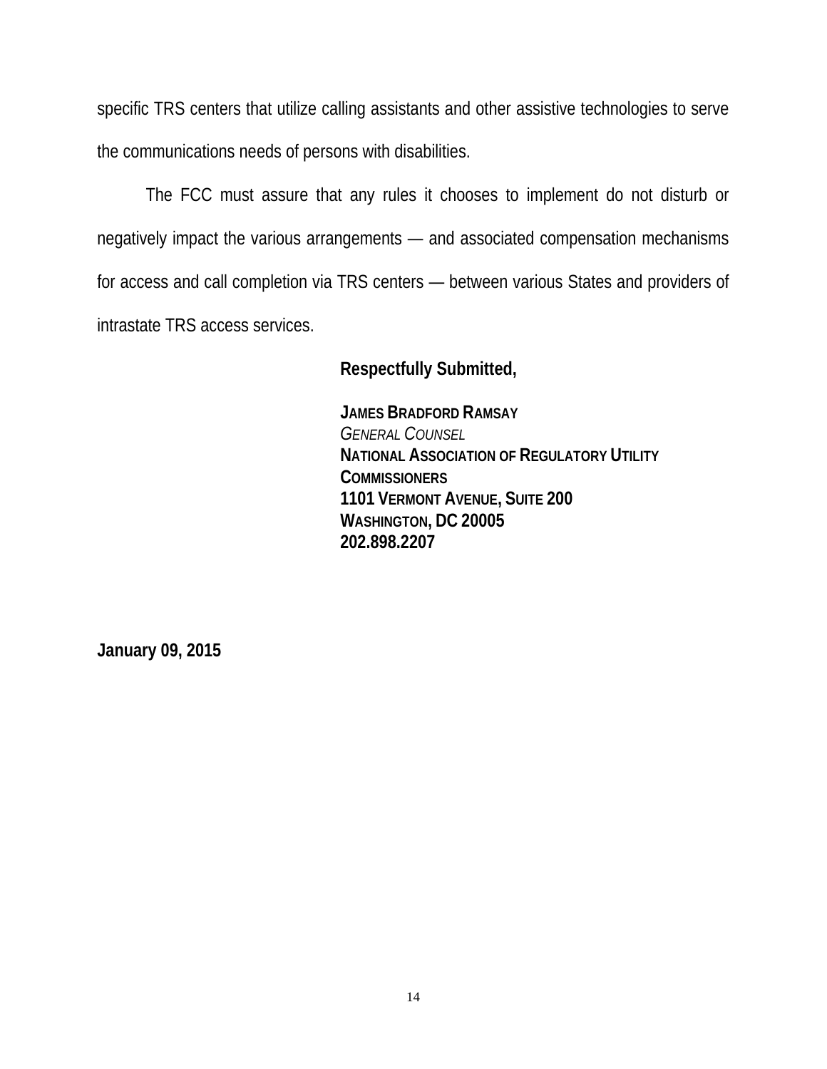specific TRS centers that utilize calling assistants and other assistive technologies to serve the communications needs of persons with disabilities.

The FCC must assure that any rules it chooses to implement do not disturb or negatively impact the various arrangements — and associated compensation mechanisms for access and call completion via TRS centers — between various States and providers of intrastate TRS access services.

**Respectfully Submitted,**

**JAMES BRADFORD RAMSAY**
*GENERAL COUNSEL*
**NATIONAL ASSOCIATION OF REGULATORY UTILITY COMMISSIONERS**
**1101 VERMONT AVENUE, SUITE 200**
**WASHINGTON, DC 20005**
**202.898.2207**

**January 09, 2015**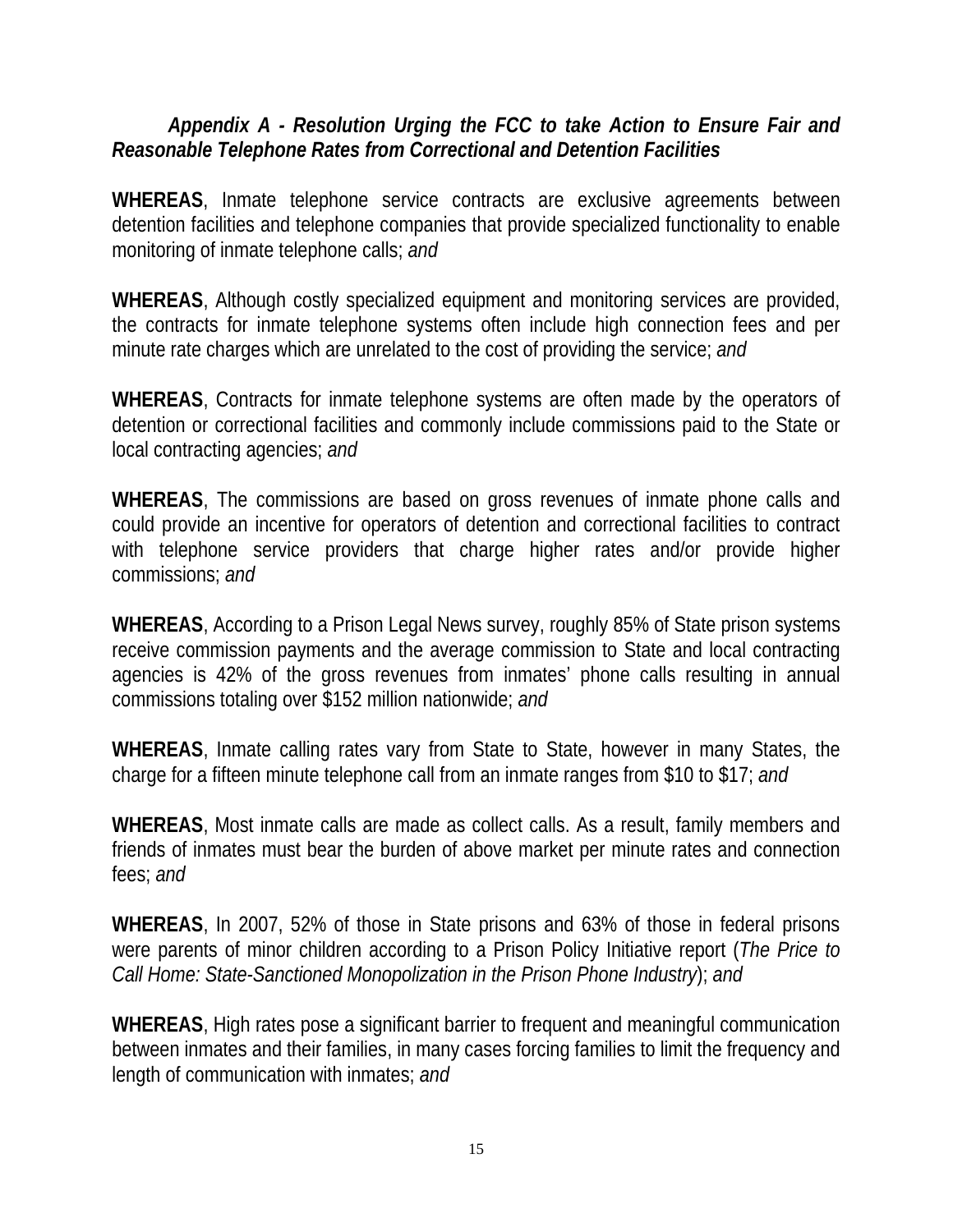***Appendix A - Resolution Urging the FCC to take Action to Ensure Fair and Reasonable Telephone Rates from Correctional and Detention Facilities***

**WHEREAS**, Inmate telephone service contracts are exclusive agreements between detention facilities and telephone companies that provide specialized functionality to enable monitoring of inmate telephone calls; *and*

**WHEREAS**, Although costly specialized equipment and monitoring services are provided, the contracts for inmate telephone systems often include high connection fees and per minute rate charges which are unrelated to the cost of providing the service; *and*

**WHEREAS**, Contracts for inmate telephone systems are often made by the operators of detention or correctional facilities and commonly include commissions paid to the State or local contracting agencies; *and*

**WHEREAS**, The commissions are based on gross revenues of inmate phone calls and could provide an incentive for operators of detention and correctional facilities to contract with telephone service providers that charge higher rates and/or provide higher commissions; *and*

**WHEREAS**, According to a Prison Legal News survey, roughly 85% of State prison systems receive commission payments and the average commission to State and local contracting agencies is 42% of the gross revenues from inmates' phone calls resulting in annual commissions totaling over $152 million nationwide; *and*

**WHEREAS**, Inmate calling rates vary from State to State, however in many States, the charge for a fifteen minute telephone call from an inmate ranges from $10 to $17; *and*

**WHEREAS**, Most inmate calls are made as collect calls. As a result, family members and friends of inmates must bear the burden of above market per minute rates and connection fees; *and*

**WHEREAS**, In 2007, 52% of those in State prisons and 63% of those in federal prisons were parents of minor children according to a Prison Policy Initiative report (*The Price to Call Home: State-Sanctioned Monopolization in the Prison Phone Industry*); *and*

**WHEREAS**, High rates pose a significant barrier to frequent and meaningful communication between inmates and their families, in many cases forcing families to limit the frequency and length of communication with inmates; *and*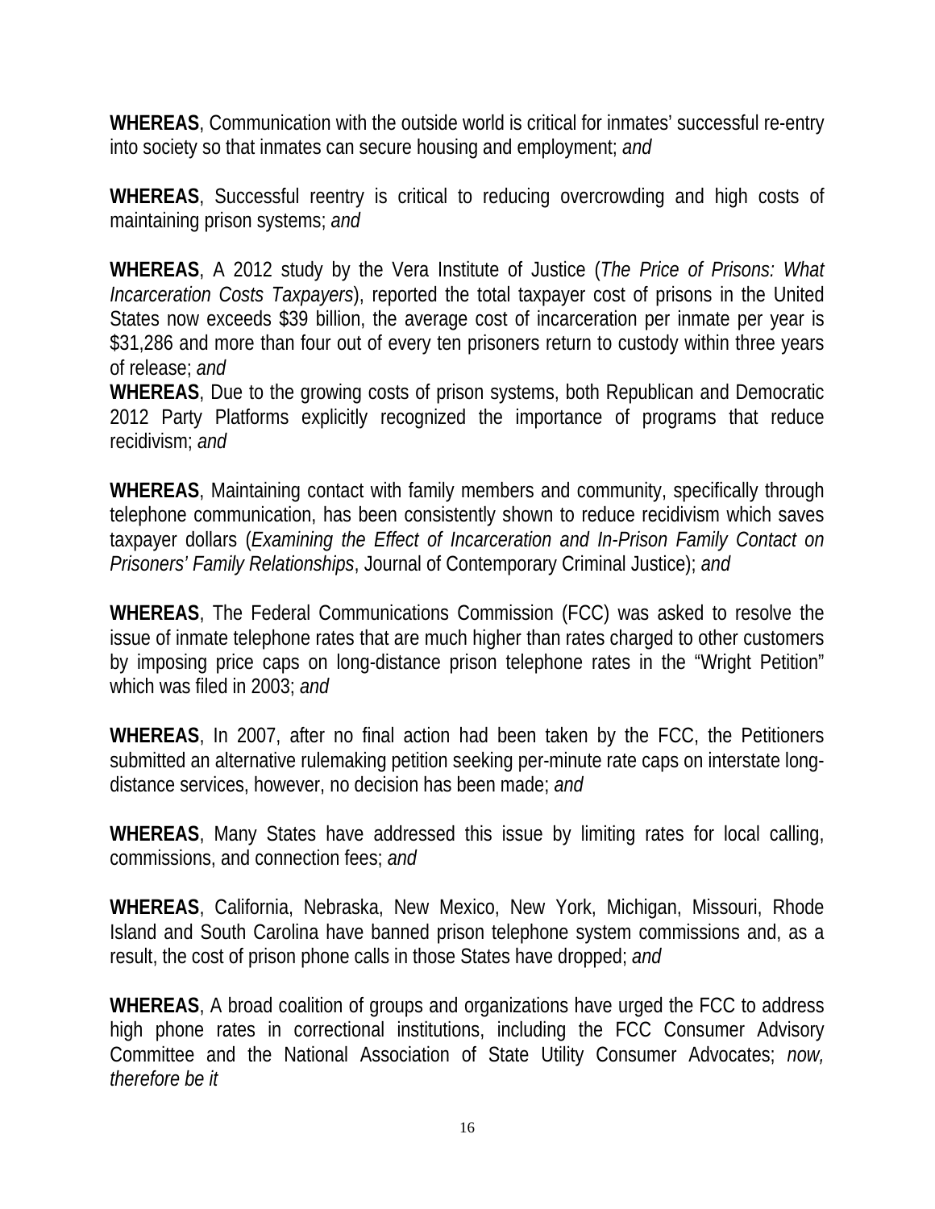**WHEREAS**, Communication with the outside world is critical for inmates' successful re-entry into society so that inmates can secure housing and employment; *and*

**WHEREAS**, Successful reentry is critical to reducing overcrowding and high costs of maintaining prison systems; *and*

**WHEREAS**, A 2012 study by the Vera Institute of Justice (*The Price of Prisons: What Incarceration Costs Taxpayers*), reported the total taxpayer cost of prisons in the United States now exceeds $39 billion, the average cost of incarceration per inmate per year is $31,286 and more than four out of every ten prisoners return to custody within three years of release; *and*

**WHEREAS**, Due to the growing costs of prison systems, both Republican and Democratic 2012 Party Platforms explicitly recognized the importance of programs that reduce recidivism; *and*

**WHEREAS**, Maintaining contact with family members and community, specifically through telephone communication, has been consistently shown to reduce recidivism which saves taxpayer dollars (*Examining the Effect of Incarceration and In-Prison Family Contact on Prisoners' Family Relationships*, Journal of Contemporary Criminal Justice); *and*

**WHEREAS**, The Federal Communications Commission (FCC) was asked to resolve the issue of inmate telephone rates that are much higher than rates charged to other customers by imposing price caps on long-distance prison telephone rates in the "Wright Petition" which was filed in 2003; *and*

**WHEREAS**, In 2007, after no final action had been taken by the FCC, the Petitioners submitted an alternative rulemaking petition seeking per-minute rate caps on interstate long-distance services, however, no decision has been made; *and*

**WHEREAS**, Many States have addressed this issue by limiting rates for local calling, commissions, and connection fees; *and*

**WHEREAS**, California, Nebraska, New Mexico, New York, Michigan, Missouri, Rhode Island and South Carolina have banned prison telephone system commissions and, as a result, the cost of prison phone calls in those States have dropped; *and*

**WHEREAS**, A broad coalition of groups and organizations have urged the FCC to address high phone rates in correctional institutions, including the FCC Consumer Advisory Committee and the National Association of State Utility Consumer Advocates; *now, therefore be it*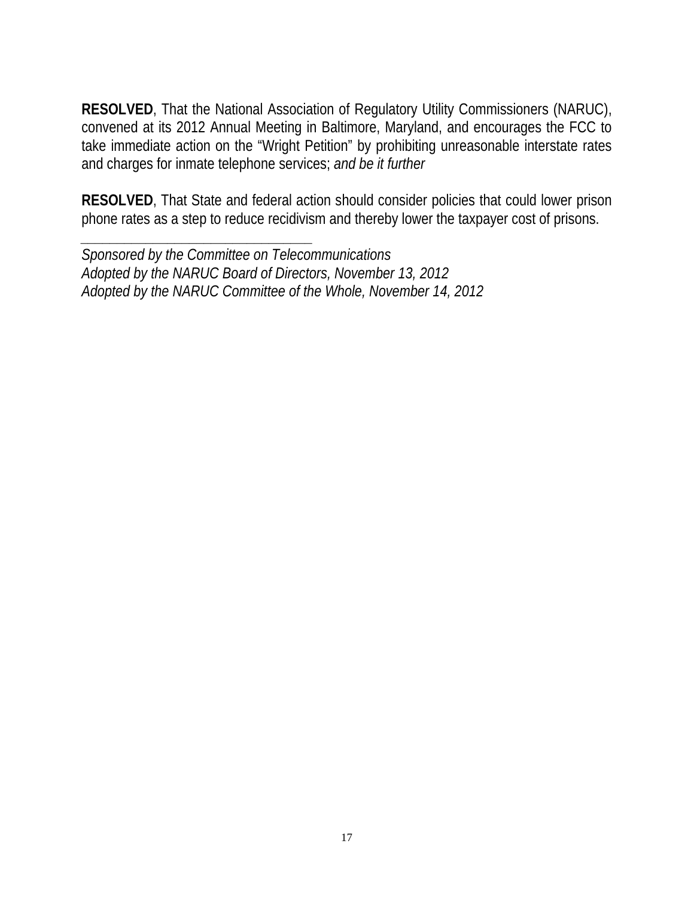**RESOLVED**, That the National Association of Regulatory Utility Commissioners (NARUC), convened at its 2012 Annual Meeting in Baltimore, Maryland, and encourages the FCC to take immediate action on the "Wright Petition" by prohibiting unreasonable interstate rates and charges for inmate telephone services; *and be it further*

**RESOLVED**, That State and federal action should consider policies that could lower prison phone rates as a step to reduce recidivism and thereby lower the taxpayer cost of prisons.

---

*Sponsored by the Committee on Telecommunications*
*Adopted by the NARUC Board of Directors, November 13, 2012*
*Adopted by the NARUC Committee of the Whole, November 14, 2012*